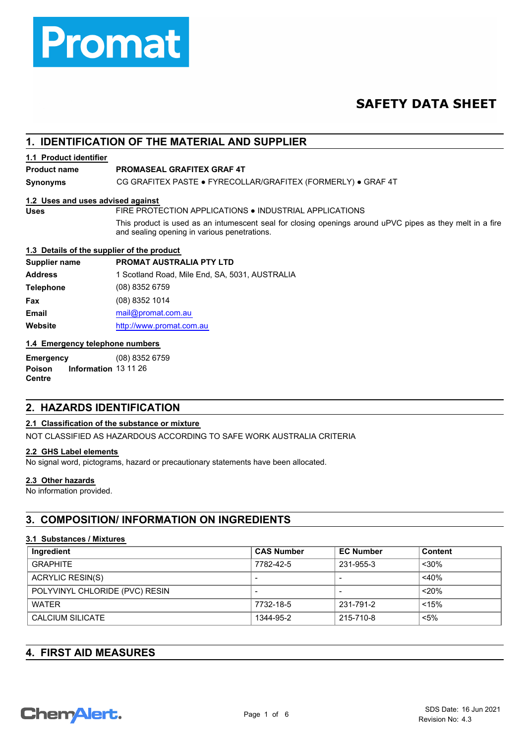Promat

# SAFETY DATA SHEET

## 1. IDENTIFICATION OF THE MATERIAL AND SUPPLIER

### 1.1 Product identifier

**Product name** **PROMASEAL GRAFITEX GRAF 4T**

**Synonyms** CG GRAFITEX PASTE ● FYRECOLLAR/GRAFITEX (FORMERLY) ● GRAF 4T

### 1.2 Uses and uses advised against

**Uses** FIRE PROTECTION APPLICATIONS ● INDUSTRIAL APPLICATIONS

This product is used as an intumescent seal for closing openings around uPVC pipes as they melt in a fire and sealing opening in various penetrations.

### 1.3 Details of the supplier of the product

**Supplier name** **PROMAT AUSTRALIA PTY LTD**

**Address** 1 Scotland Road, Mile End, SA, 5031, AUSTRALIA

**Telephone** (08) 8352 6759

**Fax** (08) 8352 1014

**Email** mail@promat.com.au

**Website** http://www.promat.com.au

### 1.4 Emergency telephone numbers

**Emergency** (08) 8352 6759

**Poison Information Centre** 13 11 26

## 2. HAZARDS IDENTIFICATION

### 2.1 Classification of the substance or mixture

NOT CLASSIFIED AS HAZARDOUS ACCORDING TO SAFE WORK AUSTRALIA CRITERIA

### 2.2 GHS Label elements

No signal word, pictograms, hazard or precautionary statements have been allocated.

### 2.3 Other hazards

No information provided.

## 3. COMPOSITION/ INFORMATION ON INGREDIENTS

### 3.1 Substances / Mixtures

| Ingredient | CAS Number | EC Number | Content |
|---|---|---|---|
| GRAPHITE | 7782-42-5 | 231-955-3 | <30% |
| ACRYLIC RESIN(S) | - | - | <40% |
| POLYVINYL CHLORIDE (PVC) RESIN | - | - | <20% |
| WATER | 7732-18-5 | 231-791-2 | <15% |
| CALCIUM SILICATE | 1344-95-2 | 215-710-8 | <5% |

## 4. FIRST AID MEASURES

SDS Date: 16 Jun 2021
Revision No: 4.3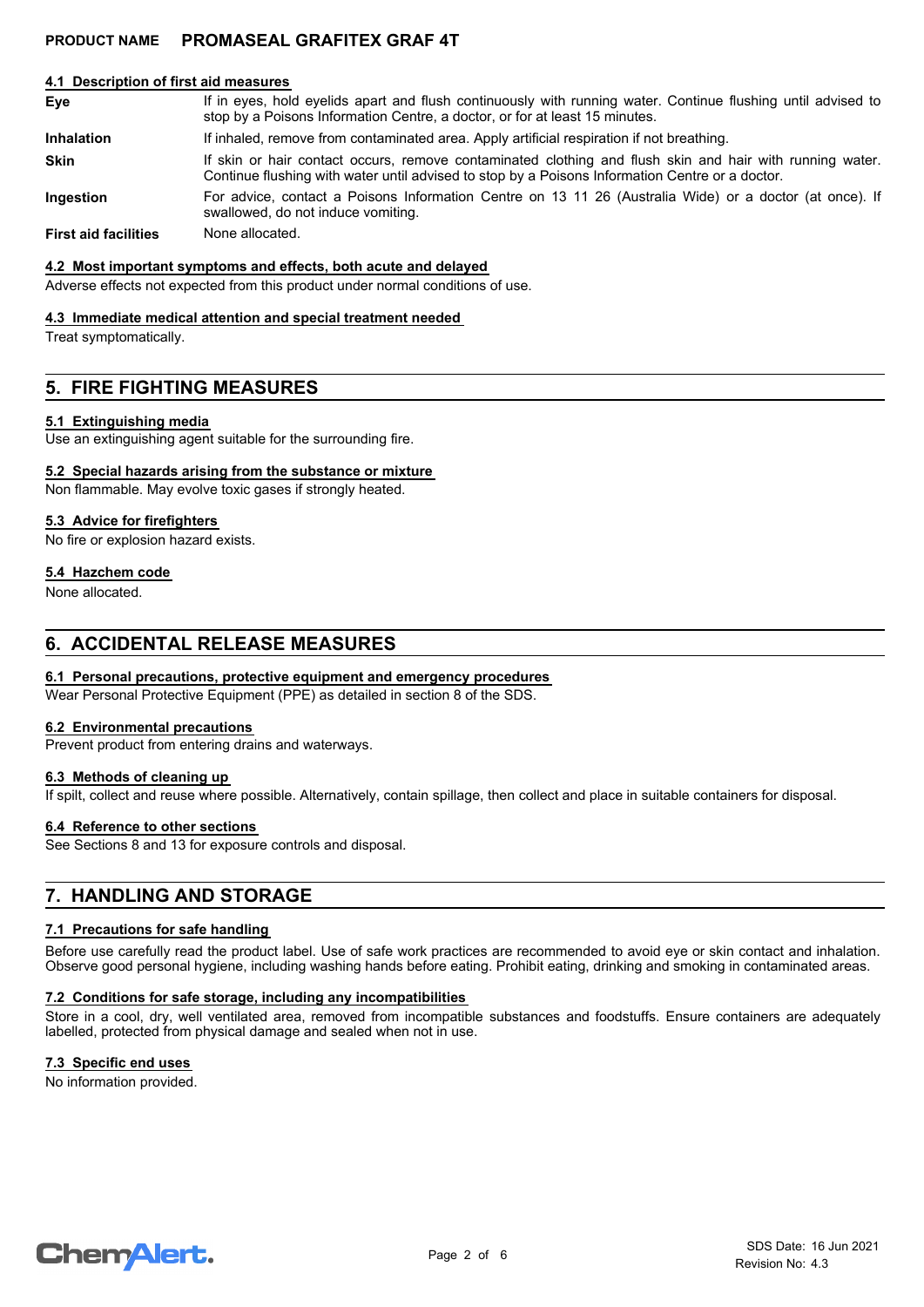### 4.1 Description of first aid measures

| | |
|---|---|
| **Eye** | If in eyes, hold eyelids apart and flush continuously with running water. Continue flushing until advised to stop by a Poisons Information Centre, a doctor, or for at least 15 minutes. |
| **Inhalation** | If inhaled, remove from contaminated area. Apply artificial respiration if not breathing. |
| **Skin** | If skin or hair contact occurs, remove contaminated clothing and flush skin and hair with running water. Continue flushing with water until advised to stop by a Poisons Information Centre or a doctor. |
| **Ingestion** | For advice, contact a Poisons Information Centre on 13 11 26 (Australia Wide) or a doctor (at once). If swallowed, do not induce vomiting. |
| **First aid facilities** | None allocated. |

### 4.2 Most important symptoms and effects, both acute and delayed

Adverse effects not expected from this product under normal conditions of use.

### 4.3 Immediate medical attention and special treatment needed

Treat symptomatically.

## 5. FIRE FIGHTING MEASURES

### 5.1 Extinguishing media

Use an extinguishing agent suitable for the surrounding fire.

### 5.2 Special hazards arising from the substance or mixture

Non flammable. May evolve toxic gases if strongly heated.

### 5.3 Advice for firefighters

No fire or explosion hazard exists.

### 5.4 Hazchem code

None allocated.

## 6. ACCIDENTAL RELEASE MEASURES

### 6.1 Personal precautions, protective equipment and emergency procedures

Wear Personal Protective Equipment (PPE) as detailed in section 8 of the SDS.

### 6.2 Environmental precautions

Prevent product from entering drains and waterways.

### 6.3 Methods of cleaning up

If spilt, collect and reuse where possible. Alternatively, contain spillage, then collect and place in suitable containers for disposal.

### 6.4 Reference to other sections

See Sections 8 and 13 for exposure controls and disposal.

## 7. HANDLING AND STORAGE

### 7.1 Precautions for safe handling

Before use carefully read the product label. Use of safe work practices are recommended to avoid eye or skin contact and inhalation. Observe good personal hygiene, including washing hands before eating. Prohibit eating, drinking and smoking in contaminated areas.

### 7.2 Conditions for safe storage, including any incompatibilities

Store in a cool, dry, well ventilated area, removed from incompatible substances and foodstuffs. Ensure containers are adequately labelled, protected from physical damage and sealed when not in use.

### 7.3 Specific end uses

No information provided.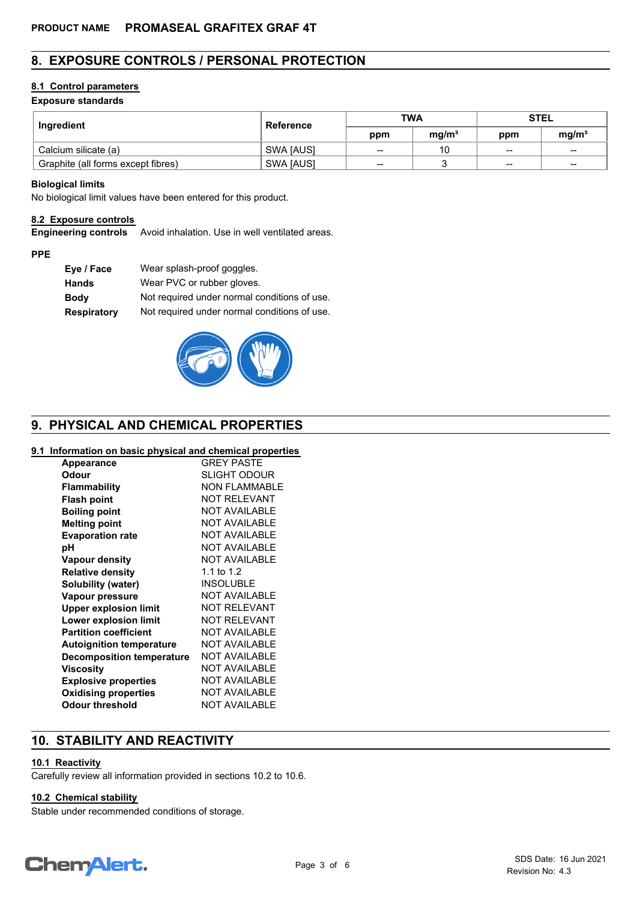## 8. EXPOSURE CONTROLS / PERSONAL PROTECTION

### 8.1 Control parameters

**Exposure standards**

| Ingredient | Reference | TWA | | STEL | |
|---|---|---|---|---|---|
| | | ppm | mg/m³ | ppm | mg/m³ |
| Calcium silicate (a) | SWA [AUS] | -- | 10 | -- | -- |
| Graphite (all forms except fibres) | SWA [AUS] | -- | 3 | -- | -- |

**Biological limits**

No biological limit values have been entered for this product.

### 8.2 Exposure controls

**Engineering controls** Avoid inhalation. Use in well ventilated areas.

**PPE**

**Eye / Face** Wear splash-proof goggles.
**Hands** Wear PVC or rubber gloves.
**Body** Not required under normal conditions of use.
**Respiratory** Not required under normal conditions of use.

## 9. PHYSICAL AND CHEMICAL PROPERTIES

### 9.1 Information on basic physical and chemical properties

| | |
|---|---|
| **Appearance** | GREY PASTE |
| **Odour** | SLIGHT ODOUR |
| **Flammability** | NON FLAMMABLE |
| **Flash point** | NOT RELEVANT |
| **Boiling point** | NOT AVAILABLE |
| **Melting point** | NOT AVAILABLE |
| **Evaporation rate** | NOT AVAILABLE |
| **pH** | NOT AVAILABLE |
| **Vapour density** | NOT AVAILABLE |
| **Relative density** | 1.1 to 1.2 |
| **Solubility (water)** | INSOLUBLE |
| **Vapour pressure** | NOT AVAILABLE |
| **Upper explosion limit** | NOT RELEVANT |
| **Lower explosion limit** | NOT RELEVANT |
| **Partition coefficient** | NOT AVAILABLE |
| **Autoignition temperature** | NOT AVAILABLE |
| **Decomposition temperature** | NOT AVAILABLE |
| **Viscosity** | NOT AVAILABLE |
| **Explosive properties** | NOT AVAILABLE |
| **Oxidising properties** | NOT AVAILABLE |
| **Odour threshold** | NOT AVAILABLE |

## 10. STABILITY AND REACTIVITY

### 10.1 Reactivity

Carefully review all information provided in sections 10.2 to 10.6.

### 10.2 Chemical stability

Stable under recommended conditions of storage.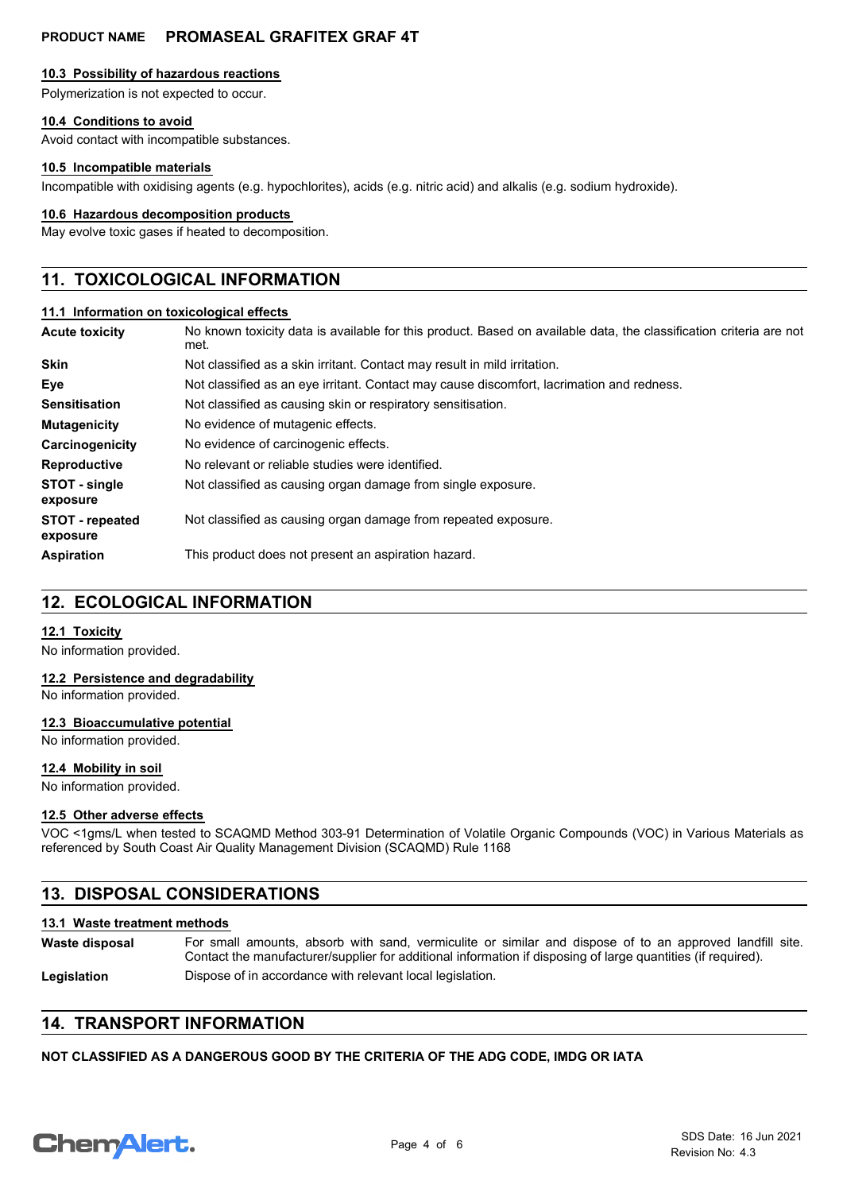#### 10.3 Possibility of hazardous reactions

Polymerization is not expected to occur.

#### 10.4 Conditions to avoid

Avoid contact with incompatible substances.

#### 10.5 Incompatible materials

Incompatible with oxidising agents (e.g. hypochlorites), acids (e.g. nitric acid) and alkalis (e.g. sodium hydroxide).

#### 10.6 Hazardous decomposition products

May evolve toxic gases if heated to decomposition.

## 11. TOXICOLOGICAL INFORMATION

#### 11.1 Information on toxicological effects

| | |
|---|---|
| **Acute toxicity** | No known toxicity data is available for this product. Based on available data, the classification criteria are not met. |
| **Skin** | Not classified as a skin irritant. Contact may result in mild irritation. |
| **Eye** | Not classified as an eye irritant. Contact may cause discomfort, lacrimation and redness. |
| **Sensitisation** | Not classified as causing skin or respiratory sensitisation. |
| **Mutagenicity** | No evidence of mutagenic effects. |
| **Carcinogenicity** | No evidence of carcinogenic effects. |
| **Reproductive** | No relevant or reliable studies were identified. |
| **STOT - single exposure** | Not classified as causing organ damage from single exposure. |
| **STOT - repeated exposure** | Not classified as causing organ damage from repeated exposure. |
| **Aspiration** | This product does not present an aspiration hazard. |

## 12. ECOLOGICAL INFORMATION

#### 12.1 Toxicity

No information provided.

#### 12.2 Persistence and degradability

No information provided.

#### 12.3 Bioaccumulative potential

No information provided.

#### 12.4 Mobility in soil

No information provided.

#### 12.5 Other adverse effects

VOC <1gms/L when tested to SCAQMD Method 303-91 Determination of Volatile Organic Compounds (VOC) in Various Materials as referenced by South Coast Air Quality Management Division (SCAQMD) Rule 1168

## 13. DISPOSAL CONSIDERATIONS

#### 13.1 Waste treatment methods

| | |
|---|---|
| **Waste disposal** | For small amounts, absorb with sand, vermiculite or similar and dispose of to an approved landfill site. Contact the manufacturer/supplier for additional information if disposing of large quantities (if required). |
| **Legislation** | Dispose of in accordance with relevant local legislation. |

## 14. TRANSPORT INFORMATION

**NOT CLASSIFIED AS A DANGEROUS GOOD BY THE CRITERIA OF THE ADG CODE, IMDG OR IATA**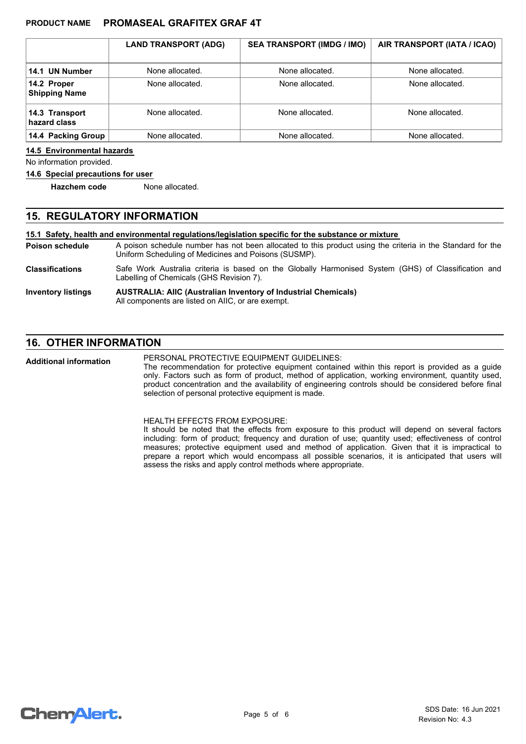| | LAND TRANSPORT (ADG) | SEA TRANSPORT (IMDG / IMO) | AIR TRANSPORT (IATA / ICAO) |
|---|---|---|---|
| **14.1 UN Number** | None allocated. | None allocated. | None allocated. |
| **14.2 Proper Shipping Name** | None allocated. | None allocated. | None allocated. |
| **14.3 Transport hazard class** | None allocated. | None allocated. | None allocated. |
| **14.4 Packing Group** | None allocated. | None allocated. | None allocated. |

**14.5 Environmental hazards**

No information provided.

**14.6 Special precautions for user**

**Hazchem code** None allocated.

## 15. REGULATORY INFORMATION

**15.1 Safety, health and environmental regulations/legislation specific for the substance or mixture**

**Poison schedule** A poison schedule number has not been allocated to this product using the criteria in the Standard for the Uniform Scheduling of Medicines and Poisons (SUSMP).

**Classifications** Safe Work Australia criteria is based on the Globally Harmonised System (GHS) of Classification and Labelling of Chemicals (GHS Revision 7).

**Inventory listings** **AUSTRALIA: AIIC (Australian Inventory of Industrial Chemicals)**
All components are listed on AIIC, or are exempt.

## 16. OTHER INFORMATION

**Additional information**

PERSONAL PROTECTIVE EQUIPMENT GUIDELINES:
The recommendation for protective equipment contained within this report is provided as a guide only. Factors such as form of product, method of application, working environment, quantity used, product concentration and the availability of engineering controls should be considered before final selection of personal protective equipment is made.

HEALTH EFFECTS FROM EXPOSURE:
It should be noted that the effects from exposure to this product will depend on several factors including: form of product; frequency and duration of use; quantity used; effectiveness of control measures; protective equipment used and method of application. Given that it is impractical to prepare a report which would encompass all possible scenarios, it is anticipated that users will assess the risks and apply control methods where appropriate.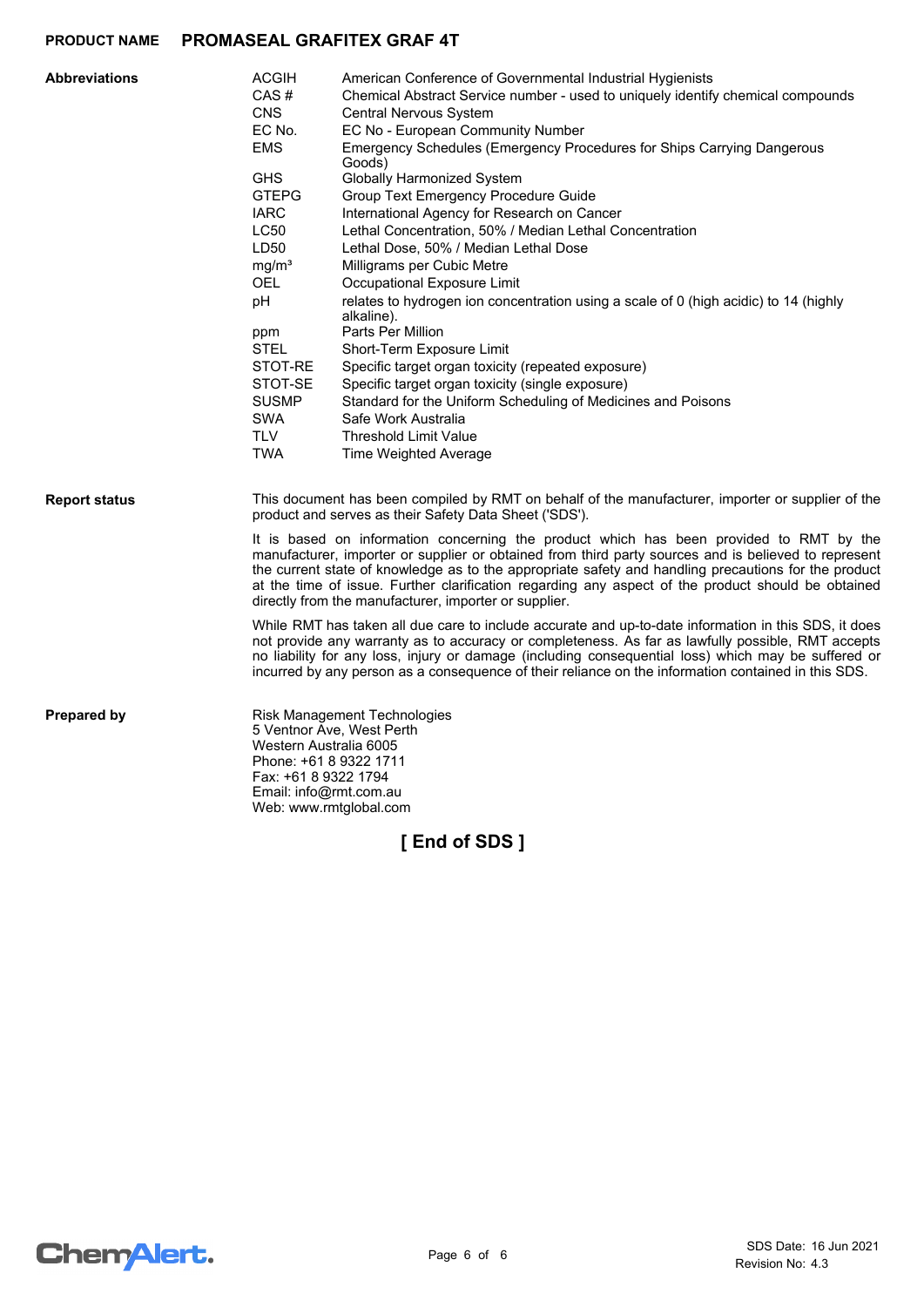**PRODUCT NAME** **PROMASEAL GRAFITEX GRAF 4T**

**Abbreviations**

| | |
|---|---|
| ACGIH | American Conference of Governmental Industrial Hygienists |
| CAS # | Chemical Abstract Service number - used to uniquely identify chemical compounds |
| CNS | Central Nervous System |
| EC No. | EC No - European Community Number |
| EMS | Emergency Schedules (Emergency Procedures for Ships Carrying Dangerous Goods) |
| GHS | Globally Harmonized System |
| GTEPG | Group Text Emergency Procedure Guide |
| IARC | International Agency for Research on Cancer |
| LC50 | Lethal Concentration, 50% / Median Lethal Concentration |
| LD50 | Lethal Dose, 50% / Median Lethal Dose |
| $mg/m^3$ | Milligrams per Cubic Metre |
| OEL | Occupational Exposure Limit |
| pH | relates to hydrogen ion concentration using a scale of 0 (high acidic) to 14 (highly alkaline). |
| ppm | Parts Per Million |
| STEL | Short-Term Exposure Limit |
| STOT-RE | Specific target organ toxicity (repeated exposure) |
| STOT-SE | Specific target organ toxicity (single exposure) |
| SUSMP | Standard for the Uniform Scheduling of Medicines and Poisons |
| SWA | Safe Work Australia |
| TLV | Threshold Limit Value |
| TWA | Time Weighted Average |

**Report status**

This document has been compiled by RMT on behalf of the manufacturer, importer or supplier of the product and serves as their Safety Data Sheet ('SDS').

It is based on information concerning the product which has been provided to RMT by the manufacturer, importer or supplier or obtained from third party sources and is believed to represent the current state of knowledge as to the appropriate safety and handling precautions for the product at the time of issue. Further clarification regarding any aspect of the product should be obtained directly from the manufacturer, importer or supplier.

While RMT has taken all due care to include accurate and up-to-date information in this SDS, it does not provide any warranty as to accuracy or completeness. As far as lawfully possible, RMT accepts no liability for any loss, injury or damage (including consequential loss) which may be suffered or incurred by any person as a consequence of their reliance on the information contained in this SDS.

**Prepared by**

Risk Management Technologies
5 Ventnor Ave, West Perth
Western Australia 6005
Phone: +61 8 9322 1711
Fax: +61 8 9322 1794
Email: info@rmt.com.au
Web: www.rmtglobal.com

**[ End of SDS ]**

SDS Date: 16 Jun 2021
Revision No: 4.3